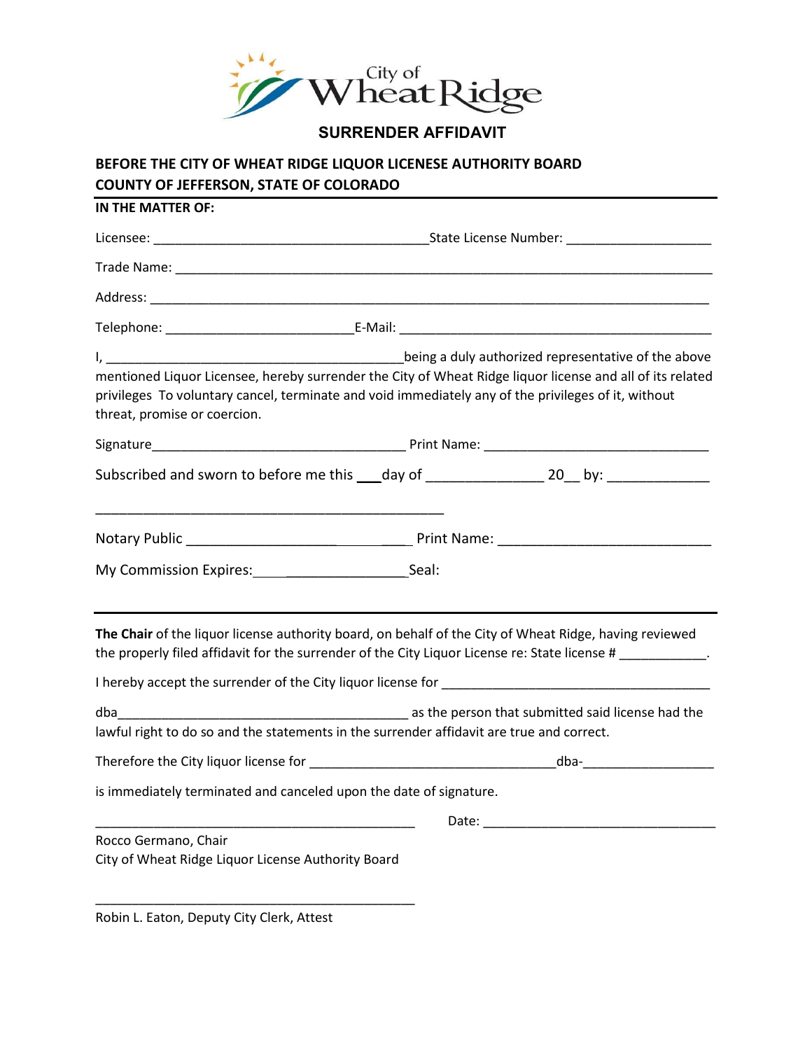City of Wheat Ridge

# SURRENDER AFFIDAVIT

**BEFORE THE CITY OF WHEAT RIDGE LIQUOR LICENESE AUTHORITY BOARD**
**COUNTY OF JEFFERSON, STATE OF COLORADO**

---

**IN THE MATTER OF:**

Licensee: ______________________________________State License Number: ____________________

Trade Name: ___________________________________________________________________________

Address: ______________________________________________________________________________

Telephone: _________________________E-Mail: ___________________________________________

I, _________________________________________being a duly authorized representative of the above mentioned Liquor Licensee, hereby surrender the City of Wheat Ridge liquor license and all of its related privileges To voluntary cancel, terminate and void immediately any of the privileges of it, without threat, promise or coercion.

Signature___________________________________ Print Name: ______________________________

Subscribed and sworn to before me this ___day of _______________ 20__ by: _____________

_____________________________________________

Notary Public _____________________________ Print Name: ___________________________

My Commission Expires:_________________________Seal:

---

**The Chair** of the liquor license authority board, on behalf of the City of Wheat Ridge, having reviewed the properly filed affidavit for the surrender of the City Liquor License re: State license # ____________.

I hereby accept the surrender of the City liquor license for _____________________________________

dba________________________________________ as the person that submitted said license had the lawful right to do so and the statements in the surrender affidavit are true and correct.

Therefore the City liquor license for __________________________________dba-__________________

is immediately terminated and canceled upon the date of signature.

______________________________________________ Date: _________________________________

Rocco Germano, Chair
City of Wheat Ridge Liquor License Authority Board

______________________________________________

Robin L. Eaton, Deputy City Clerk, Attest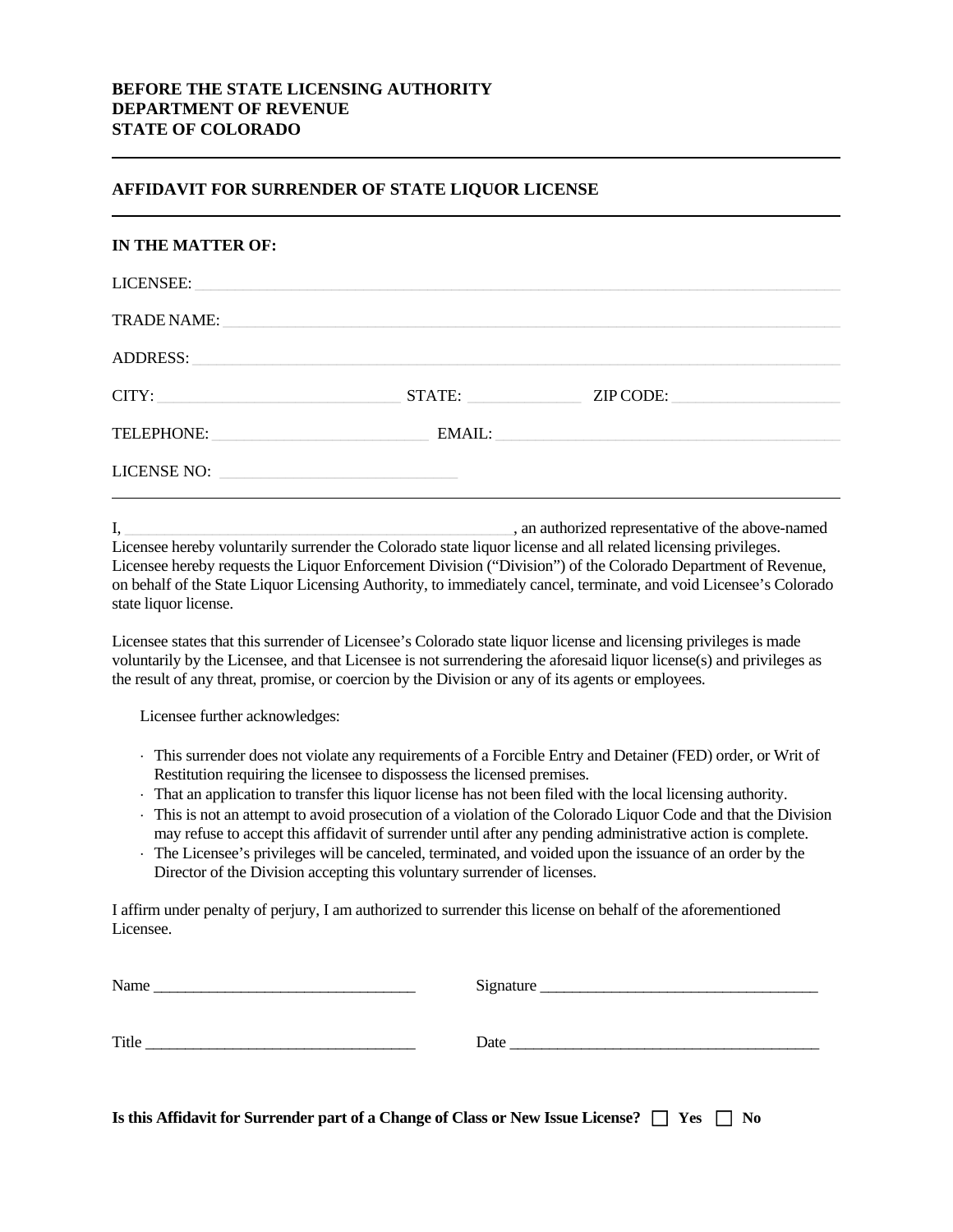**BEFORE THE STATE LICENSING AUTHORITY**
**DEPARTMENT OF REVENUE**
**STATE OF COLORADO**

---

## AFFIDAVIT FOR SURRENDER OF STATE LIQUOR LICENSE

---

**IN THE MATTER OF:**

LICENSEE: ______________________________________________

TRADE NAME: ______________________________________________

ADDRESS: ______________________________________________

CITY: ____________________ STATE: __________ ZIP CODE: ______________

TELEPHONE: ____________________ EMAIL: ______________________________

LICENSE NO: ____________________

---

I, ________________________________________, an authorized representative of the above-named Licensee hereby voluntarily surrender the Colorado state liquor license and all related licensing privileges. Licensee hereby requests the Liquor Enforcement Division ("Division") of the Colorado Department of Revenue, on behalf of the State Liquor Licensing Authority, to immediately cancel, terminate, and void Licensee's Colorado state liquor license.

Licensee states that this surrender of Licensee's Colorado state liquor license and licensing privileges is made voluntarily by the Licensee, and that Licensee is not surrendering the aforesaid liquor license(s) and privileges as the result of any threat, promise, or coercion by the Division or any of its agents or employees.

Licensee further acknowledges:

- This surrender does not violate any requirements of a Forcible Entry and Detainer (FED) order, or Writ of Restitution requiring the licensee to dispossess the licensed premises.
- That an application to transfer this liquor license has not been filed with the local licensing authority.
- This is not an attempt to avoid prosecution of a violation of the Colorado Liquor Code and that the Division may refuse to accept this affidavit of surrender until after any pending administrative action is complete.
- The Licensee's privileges will be canceled, terminated, and voided upon the issuance of an order by the Director of the Division accepting this voluntary surrender of licenses.

I affirm under penalty of perjury, I am authorized to surrender this license on behalf of the aforementioned Licensee.

Name ________________________________ Signature ________________________________

Title ________________________________ Date ________________________________

**Is this Affidavit for Surrender part of a Change of Class or New Issue License?** ☐ **Yes** ☐ **No**